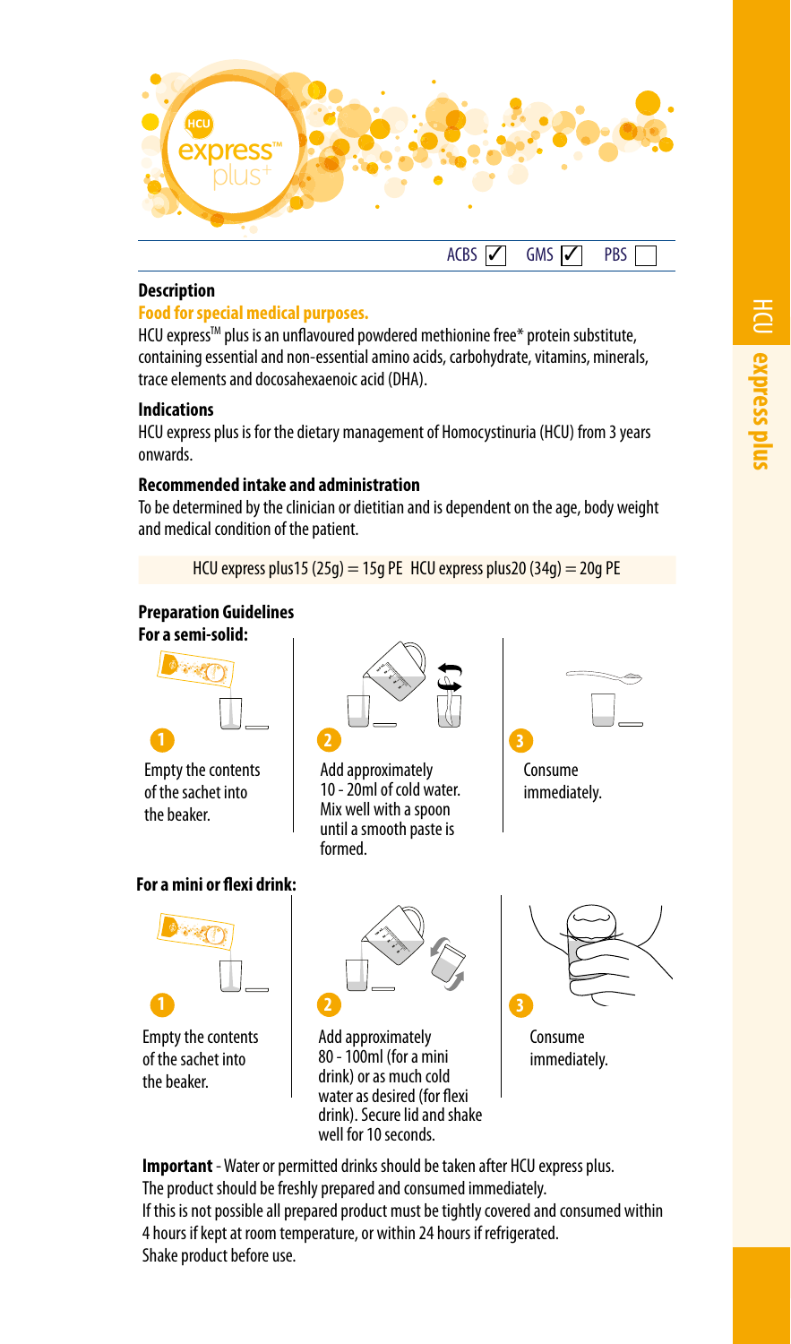# HCU express™ plus

ACBS ☑ GMS ☑ PBS ☐

## Description

**Food for special medical purposes.**

HCU express™ plus is an unflavoured powdered methionine free* protein substitute, containing essential and non-essential amino acids, carbohydrate, vitamins, minerals, trace elements and docosahexaenoic acid (DHA).

## Indications

HCU express plus is for the dietary management of Homocystinuria (HCU) from 3 years onwards.

## Recommended intake and administration

To be determined by the clinician or dietitian and is dependent on the age, body weight and medical condition of the patient.

HCU express plus15 (25g) = 15g PE HCU express plus20 (34g) = 20g PE

## Preparation Guidelines

**For a semi-solid:**

1. Empty the contents of the sachet into the beaker.
2. Add approximately 10 - 20ml of cold water. Mix well with a spoon until a smooth paste is formed.
3. Consume immediately.

**For a mini or flexi drink:**

1. Empty the contents of the sachet into the beaker.
2. Add approximately 80 - 100ml (for a mini drink) or as much cold water as desired (for flexi drink). Secure lid and shake well for 10 seconds.
3. Consume immediately.

**Important** - Water or permitted drinks should be taken after HCU express plus.
The product should be freshly prepared and consumed immediately.
If this is not possible all prepared product must be tightly covered and consumed within 4 hours if kept at room temperature, or within 24 hours if refrigerated.
Shake product before use.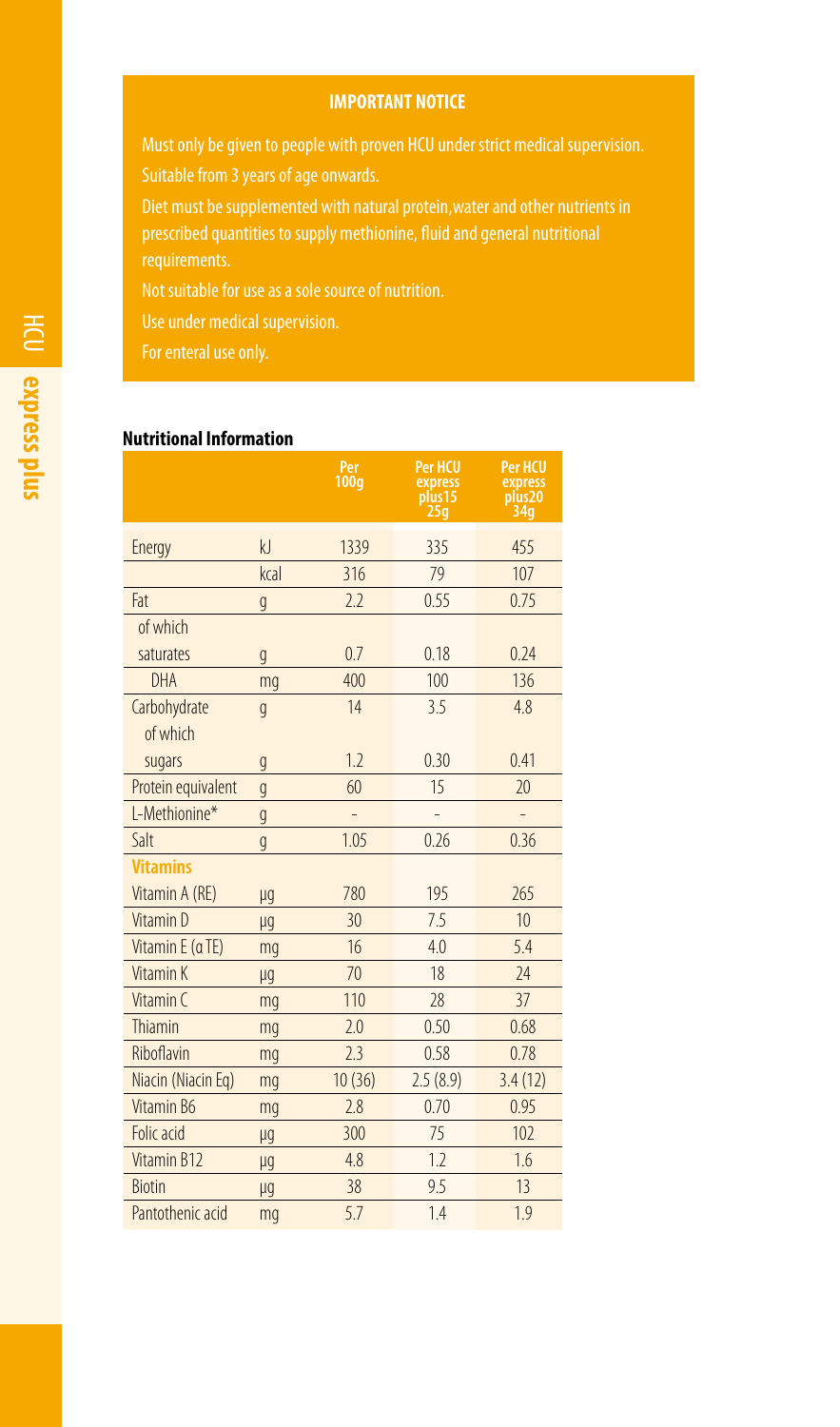**IMPORTANT NOTICE**

Must only be given to people with proven HCU under strict medical supervision.

Suitable from 3 years of age onwards.

Diet must be supplemented with natural protein, water and other nutrients in prescribed quantities to supply methionine, fluid and general nutritional requirements.

Not suitable for use as a sole source of nutrition.

Use under medical supervision.

For enteral use only.

**Nutritional Information**

| | | Per 100g | Per HCU express plus15 25g | Per HCU express plus20 34g |
|---|---|---|---|---|
| Energy | kJ | 1339 | 335 | 455 |
| | kcal | 316 | 79 | 107 |
| Fat | g | 2.2 | 0.55 | 0.75 |
| of which | | | | |
| saturates | g | 0.7 | 0.18 | 0.24 |
| DHA | mg | 400 | 100 | 136 |
| Carbohydrate of which | g | 14 | 3.5 | 4.8 |
| sugars | g | 1.2 | 0.30 | 0.41 |
| Protein equivalent | g | 60 | 15 | 20 |
| L-Methionine* | g | - | - | - |
| Salt | g | 1.05 | 0.26 | 0.36 |
| **Vitamins** | | | | |
| Vitamin A (RE) | µg | 780 | 195 | 265 |
| Vitamin D | µg | 30 | 7.5 | 10 |
| Vitamin E (α TE) | mg | 16 | 4.0 | 5.4 |
| Vitamin K | µg | 70 | 18 | 24 |
| Vitamin C | mg | 110 | 28 | 37 |
| Thiamin | mg | 2.0 | 0.50 | 0.68 |
| Riboflavin | mg | 2.3 | 0.58 | 0.78 |
| Niacin (Niacin Eq) | mg | 10 (36) | 2.5 (8.9) | 3.4 (12) |
| Vitamin B6 | mg | 2.8 | 0.70 | 0.95 |
| Folic acid | µg | 300 | 75 | 102 |
| Vitamin B12 | µg | 4.8 | 1.2 | 1.6 |
| Biotin | µg | 38 | 9.5 | 13 |
| Pantothenic acid | mg | 5.7 | 1.4 | 1.9 |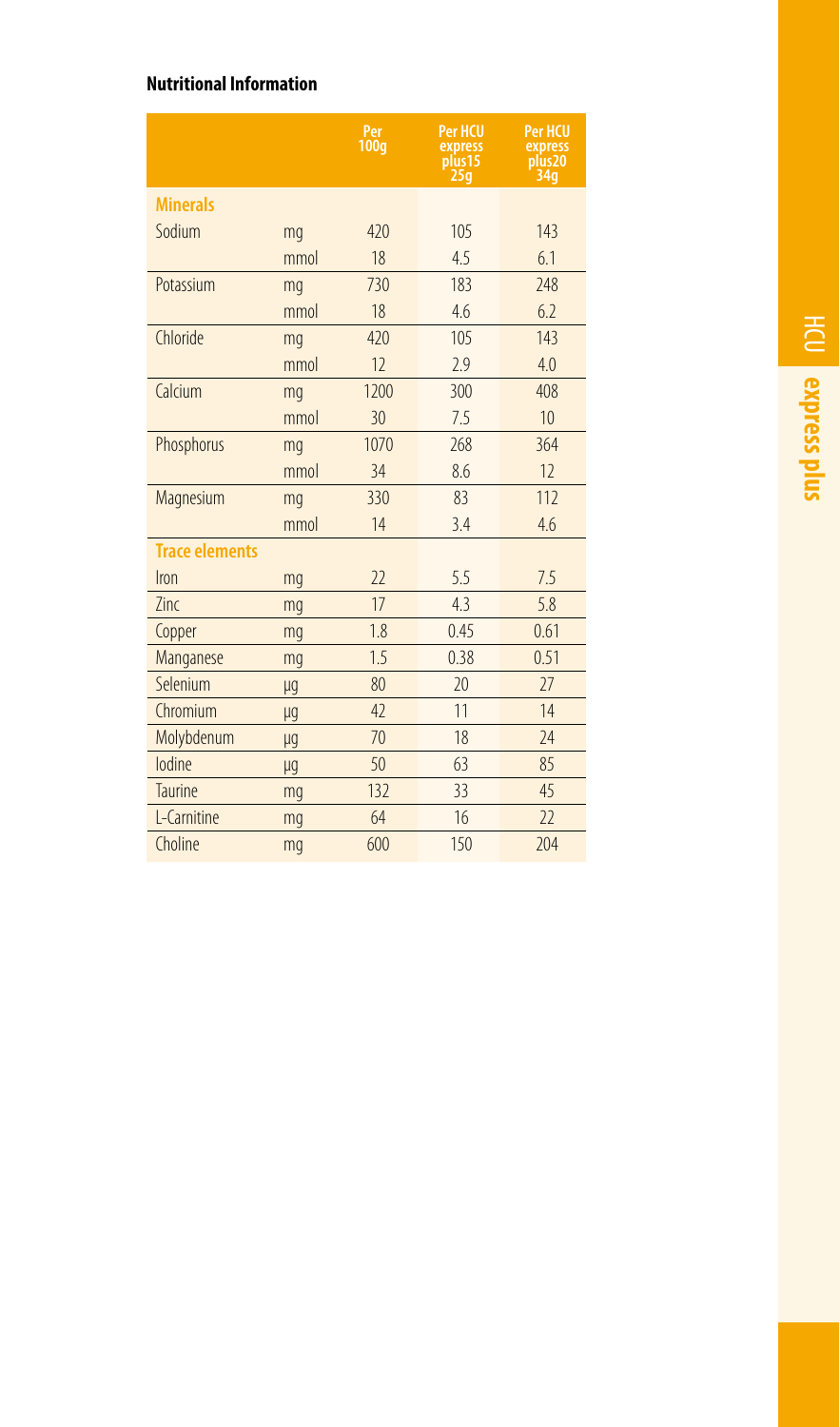**Nutritional Information**

| | | Per 100g | Per HCU express plus15 25g | Per HCU express plus20 34g |
|---|---|---|---|---|
| **Minerals** | | | | |
| Sodium | mg | 420 | 105 | 143 |
| | mmol | 18 | 4.5 | 6.1 |
| Potassium | mg | 730 | 183 | 248 |
| | mmol | 18 | 4.6 | 6.2 |
| Chloride | mg | 420 | 105 | 143 |
| | mmol | 12 | 2.9 | 4.0 |
| Calcium | mg | 1200 | 300 | 408 |
| | mmol | 30 | 7.5 | 10 |
| Phosphorus | mg | 1070 | 268 | 364 |
| | mmol | 34 | 8.6 | 12 |
| Magnesium | mg | 330 | 83 | 112 |
| | mmol | 14 | 3.4 | 4.6 |
| **Trace elements** | | | | |
| Iron | mg | 22 | 5.5 | 7.5 |
| Zinc | mg | 17 | 4.3 | 5.8 |
| Copper | mg | 1.8 | 0.45 | 0.61 |
| Manganese | mg | 1.5 | 0.38 | 0.51 |
| Selenium | µg | 80 | 20 | 27 |
| Chromium | µg | 42 | 11 | 14 |
| Molybdenum | µg | 70 | 18 | 24 |
| Iodine | µg | 50 | 63 | 85 |
| Taurine | mg | 132 | 33 | 45 |
| L-Carnitine | mg | 64 | 16 | 22 |
| Choline | mg | 600 | 150 | 204 |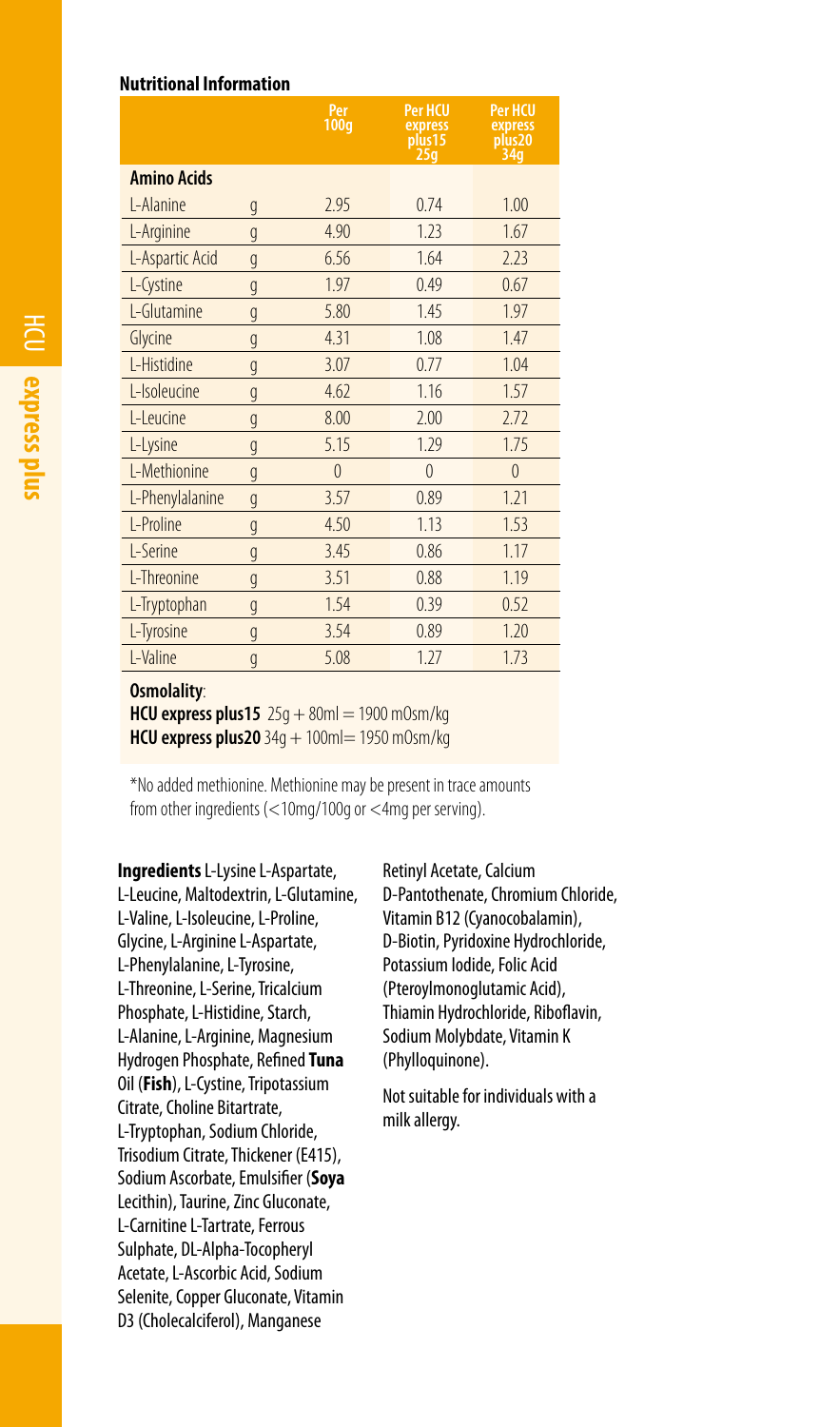## Nutritional Information

| | | Per 100g | Per HCU express plus15 25g | Per HCU express plus20 34g |
|---|---|---|---|---|
| **Amino Acids** | | | | |
| L-Alanine | g | 2.95 | 0.74 | 1.00 |
| L-Arginine | g | 4.90 | 1.23 | 1.67 |
| L-Aspartic Acid | g | 6.56 | 1.64 | 2.23 |
| L-Cystine | g | 1.97 | 0.49 | 0.67 |
| L-Glutamine | g | 5.80 | 1.45 | 1.97 |
| Glycine | g | 4.31 | 1.08 | 1.47 |
| L-Histidine | g | 3.07 | 0.77 | 1.04 |
| L-Isoleucine | g | 4.62 | 1.16 | 1.57 |
| L-Leucine | g | 8.00 | 2.00 | 2.72 |
| L-Lysine | g | 5.15 | 1.29 | 1.75 |
| L-Methionine | g | 0 | 0 | 0 |
| L-Phenylalanine | g | 3.57 | 0.89 | 1.21 |
| L-Proline | g | 4.50 | 1.13 | 1.53 |
| L-Serine | g | 3.45 | 0.86 | 1.17 |
| L-Threonine | g | 3.51 | 0.88 | 1.19 |
| L-Tryptophan | g | 1.54 | 0.39 | 0.52 |
| L-Tyrosine | g | 3.54 | 0.89 | 1.20 |
| L-Valine | g | 5.08 | 1.27 | 1.73 |

**Osmolality**:
**HCU express plus15** 25g + 80ml = 1900 mOsm/kg
**HCU express plus20** 34g + 100ml= 1950 mOsm/kg

*No added methionine. Methionine may be present in trace amounts from other ingredients (<10mg/100g or <4mg per serving).

**Ingredients** L-Lysine L-Aspartate, L-Leucine, Maltodextrin, L-Glutamine, L-Valine, L-Isoleucine, L-Proline, Glycine, L-Arginine L-Aspartate, L-Phenylalanine, L-Tyrosine, L-Threonine, L-Serine, Tricalcium Phosphate, L-Histidine, Starch, L-Alanine, L-Arginine, Magnesium Hydrogen Phosphate, Refined **Tuna** Oil (**Fish**), L-Cystine, Tripotassium Citrate, Choline Bitartrate, L-Tryptophan, Sodium Chloride, Trisodium Citrate, Thickener (E415), Sodium Ascorbate, Emulsifier (**Soya** Lecithin), Taurine, Zinc Gluconate, L-Carnitine L-Tartrate, Ferrous Sulphate, DL-Alpha-Tocopheryl Acetate, L-Ascorbic Acid, Sodium Selenite, Copper Gluconate, Vitamin D3 (Cholecalciferol), Manganese Retinyl Acetate, Calcium D-Pantothenate, Chromium Chloride, Vitamin B12 (Cyanocobalamin), D-Biotin, Pyridoxine Hydrochloride, Potassium Iodide, Folic Acid (Pteroylmonoglutamic Acid), Thiamin Hydrochloride, Riboflavin, Sodium Molybdate, Vitamin K (Phylloquinone).

Not suitable for individuals with a milk allergy.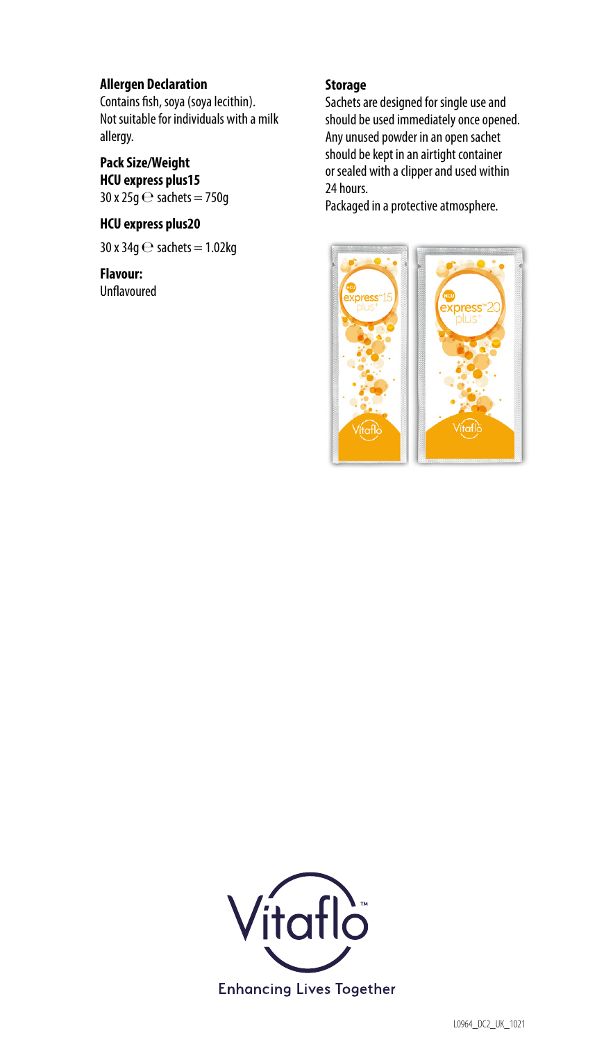**Allergen Declaration**
Contains fish, soya (soya lecithin).
Not suitable for individuals with a milk allergy.

**Pack Size/Weight**
**HCU express plus15**
30 x 25g ℮ sachets = 750g

**HCU express plus20**

30 x 34g ℮ sachets = 1.02kg

**Flavour:**
Unflavoured

**Storage**
Sachets are designed for single use and should be used immediately once opened. Any unused powder in an open sachet should be kept in an airtight container or sealed with a clipper and used within 24 hours.
Packaged in a protective atmosphere.

Vitaflo™
Enhancing Lives Together

L0964_DC2_UK_1021